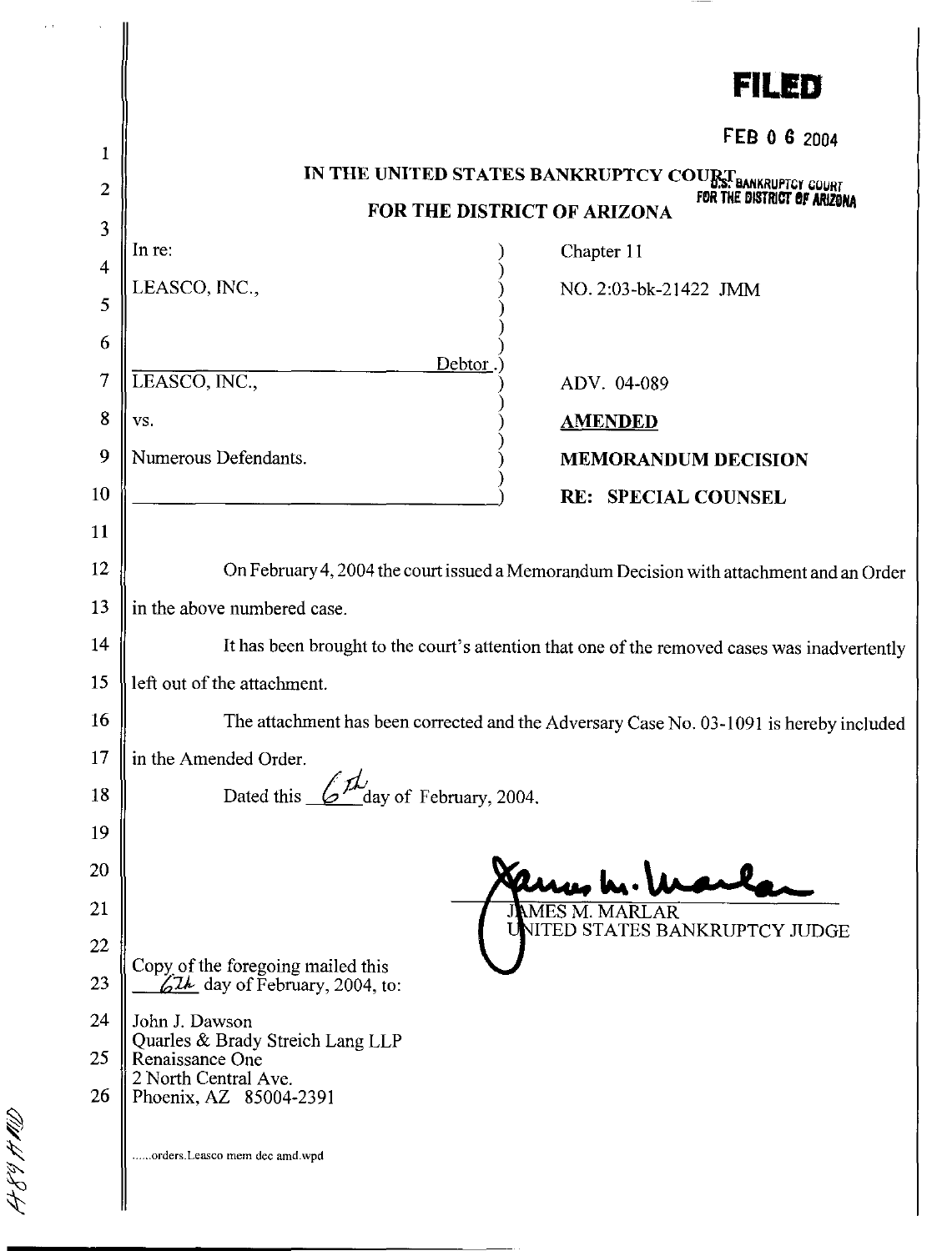**FILED**

FEB 0 6 2004

U.S. BANKRUPTCY COURT FOR THE DISTRICT OF ARIZONA

**IN THE UNITED STATES BANKRUPTCY COURT**

**FOR THE DISTRICT OF ARIZONA**

| | |
|---|---|
| In re:<br><br>LEASCO, INC.,<br><br>Debtor. | Chapter 11<br><br>NO. 2:03-bk-21422 JMM |
| LEASCO, INC.,<br><br>vs.<br><br>Numerous Defendants. | ADV. 04-089<br><br>**AMENDED**<br><br>**MEMORANDUM DECISION**<br><br>**RE: SPECIAL COUNSEL** |

On February 4, 2004 the court issued a Memorandum Decision with attachment and an Order in the above numbered case.

It has been brought to the court's attention that one of the removed cases was inadvertently left out of the attachment.

The attachment has been corrected and the Adversary Case No. 03-1091 is hereby included in the Amended Order.

Dated this 6th day of February, 2004.

JAMES M. MARLAR
UNITED STATES BANKRUPTCY JUDGE

Copy of the foregoing mailed this 6th day of February, 2004, to:

John J. Dawson
Quarles & Brady Streich Lang LLP
Renaissance One
2 North Central Ave.
Phoenix, AZ 85004-2391

......orders.Leasco mem dec amd.wpd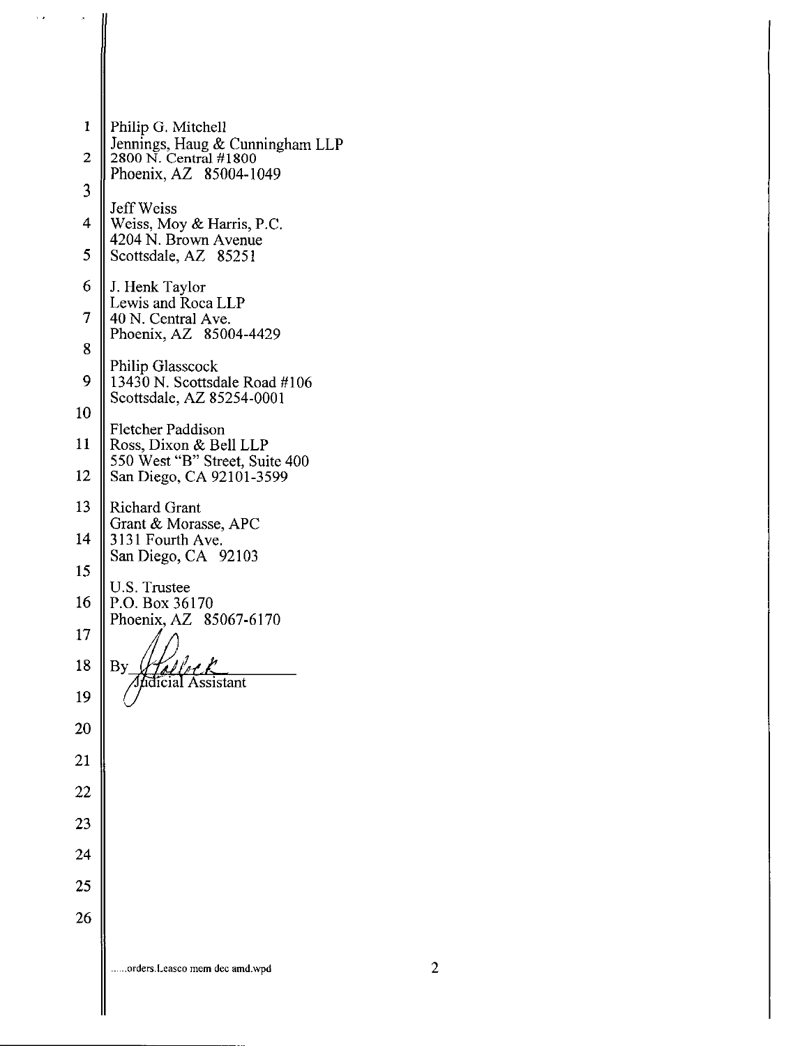Philip G. Mitchell
Jennings, Haug & Cunningham LLP
2800 N. Central #1800
Phoenix, AZ 85004-1049

Jeff Weiss
Weiss, Moy & Harris, P.C.
4204 N. Brown Avenue
Scottsdale, AZ 85251

J. Henk Taylor
Lewis and Roca LLP
40 N. Central Ave.
Phoenix, AZ 85004-4429

Philip Glasscock
13430 N. Scottsdale Road #106
Scottsdale, AZ 85254-0001

Fletcher Paddison
Ross, Dixon & Bell LLP
550 West "B" Street, Suite 400
San Diego, CA 92101-3599

Richard Grant
Grant & Morasse, APC
3131 Fourth Ave.
San Diego, CA 92103

U.S. Trustee
P.O. Box 36170
Phoenix, AZ 85067-6170

By ______________________
Judicial Assistant

......orders.Leasco mem dec amd.wpd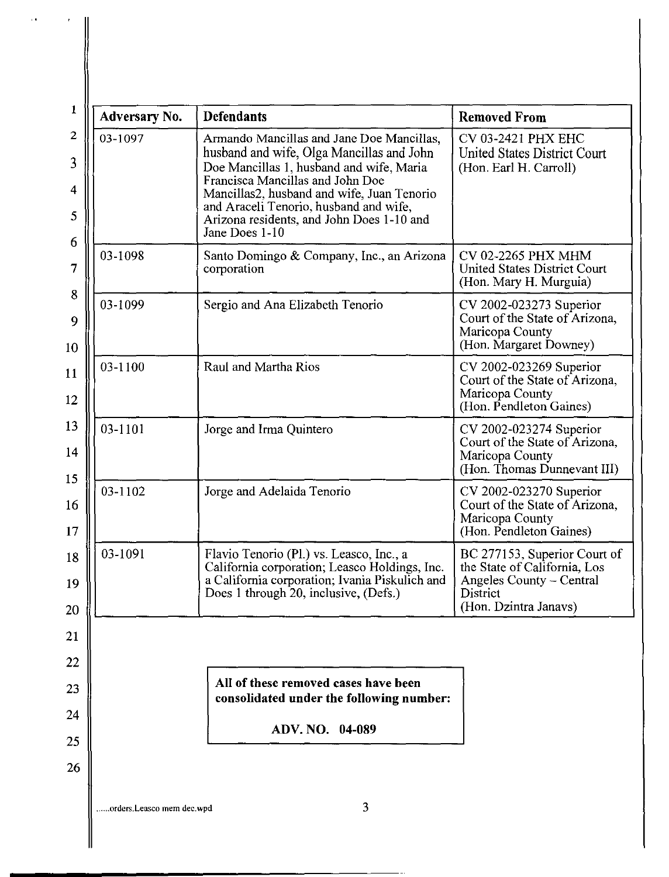| Adversary No. | Defendants | Removed From |
|---|---|---|
| 03-1097 | Armando Mancillas and Jane Doe Mancillas, husband and wife, Olga Mancillas and John Doe Mancillas 1, husband and wife, Maria Francisca Mancillas and John Doe Mancillas2, husband and wife, Juan Tenorio and Araceli Tenorio, husband and wife, Arizona residents, and John Does 1-10 and Jane Does 1-10 | CV 03-2421 PHX EHC United States District Court (Hon. Earl H. Carroll) |
| 03-1098 | Santo Domingo & Company, Inc., an Arizona corporation | CV 02-2265 PHX MHM United States District Court (Hon. Mary H. Murguia) |
| 03-1099 | Sergio and Ana Elizabeth Tenorio | CV 2002-023273 Superior Court of the State of Arizona, Maricopa County (Hon. Margaret Downey) |
| 03-1100 | Raul and Martha Rios | CV 2002-023269 Superior Court of the State of Arizona, Maricopa County (Hon. Pendleton Gaines) |
| 03-1101 | Jorge and Irma Quintero | CV 2002-023274 Superior Court of the State of Arizona, Maricopa County (Hon. Thomas Dunnevant III) |
| 03-1102 | Jorge and Adelaida Tenorio | CV 2002-023270 Superior Court of the State of Arizona, Maricopa County (Hon. Pendleton Gaines) |
| 03-1091 | Flavio Tenorio (Pl.) vs. Leasco, Inc., a California corporation; Leasco Holdings, Inc. a California corporation; Ivania Piskulich and Does 1 through 20, inclusive, (Defs.) | BC 277153, Superior Court of the State of California, Los Angeles County – Central District (Hon. Dzintra Janavs) |

**All of these removed cases have been consolidated under the following number:**

**ADV. NO. 04-089**

......orders.Leasco mem dec.wpd